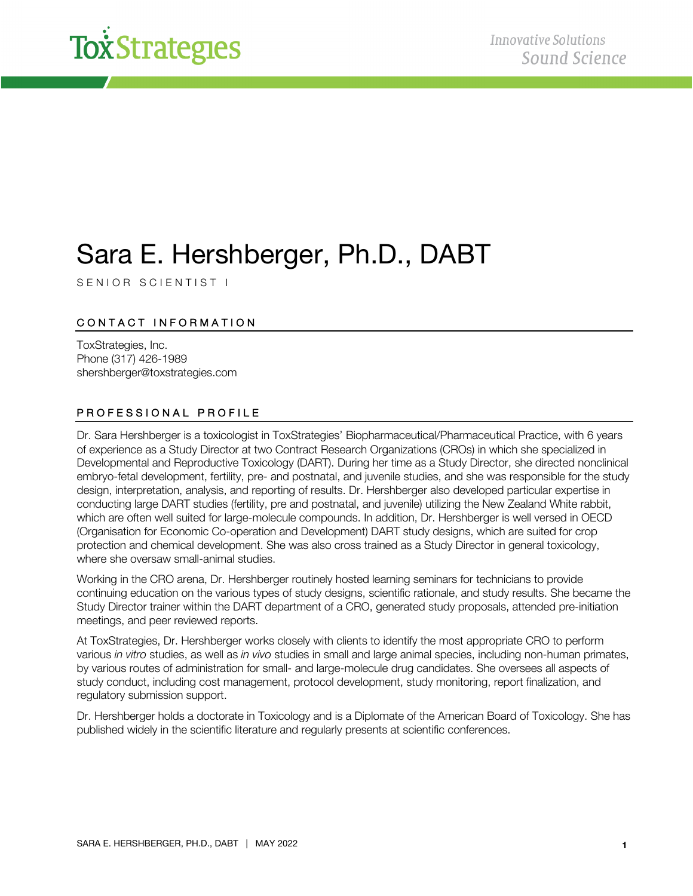# Sara E. Hershberger, Ph.D., DABT

SENIOR SCIENTIST I

## CONTACT INFORMATION

ToxStrategies, Inc.
Phone (317) 426-1989
shershberger@toxstrategies.com

## PROFESSIONAL PROFILE

Dr. Sara Hershberger is a toxicologist in ToxStrategies' Biopharmaceutical/Pharmaceutical Practice, with 6 years of experience as a Study Director at two Contract Research Organizations (CROs) in which she specialized in Developmental and Reproductive Toxicology (DART). During her time as a Study Director, she directed nonclinical embryo-fetal development, fertility, pre- and postnatal, and juvenile studies, and she was responsible for the study design, interpretation, analysis, and reporting of results. Dr. Hershberger also developed particular expertise in conducting large DART studies (fertility, pre and postnatal, and juvenile) utilizing the New Zealand White rabbit, which are often well suited for large-molecule compounds. In addition, Dr. Hershberger is well versed in OECD (Organisation for Economic Co-operation and Development) DART study designs, which are suited for crop protection and chemical development. She was also cross trained as a Study Director in general toxicology, where she oversaw small-animal studies.

Working in the CRO arena, Dr. Hershberger routinely hosted learning seminars for technicians to provide continuing education on the various types of study designs, scientific rationale, and study results. She became the Study Director trainer within the DART department of a CRO, generated study proposals, attended pre-initiation meetings, and peer reviewed reports.

At ToxStrategies, Dr. Hershberger works closely with clients to identify the most appropriate CRO to perform various *in vitro* studies, as well as *in vivo* studies in small and large animal species, including non-human primates, by various routes of administration for small- and large-molecule drug candidates. She oversees all aspects of study conduct, including cost management, protocol development, study monitoring, report finalization, and regulatory submission support.

Dr. Hershberger holds a doctorate in Toxicology and is a Diplomate of the American Board of Toxicology. She has published widely in the scientific literature and regularly presents at scientific conferences.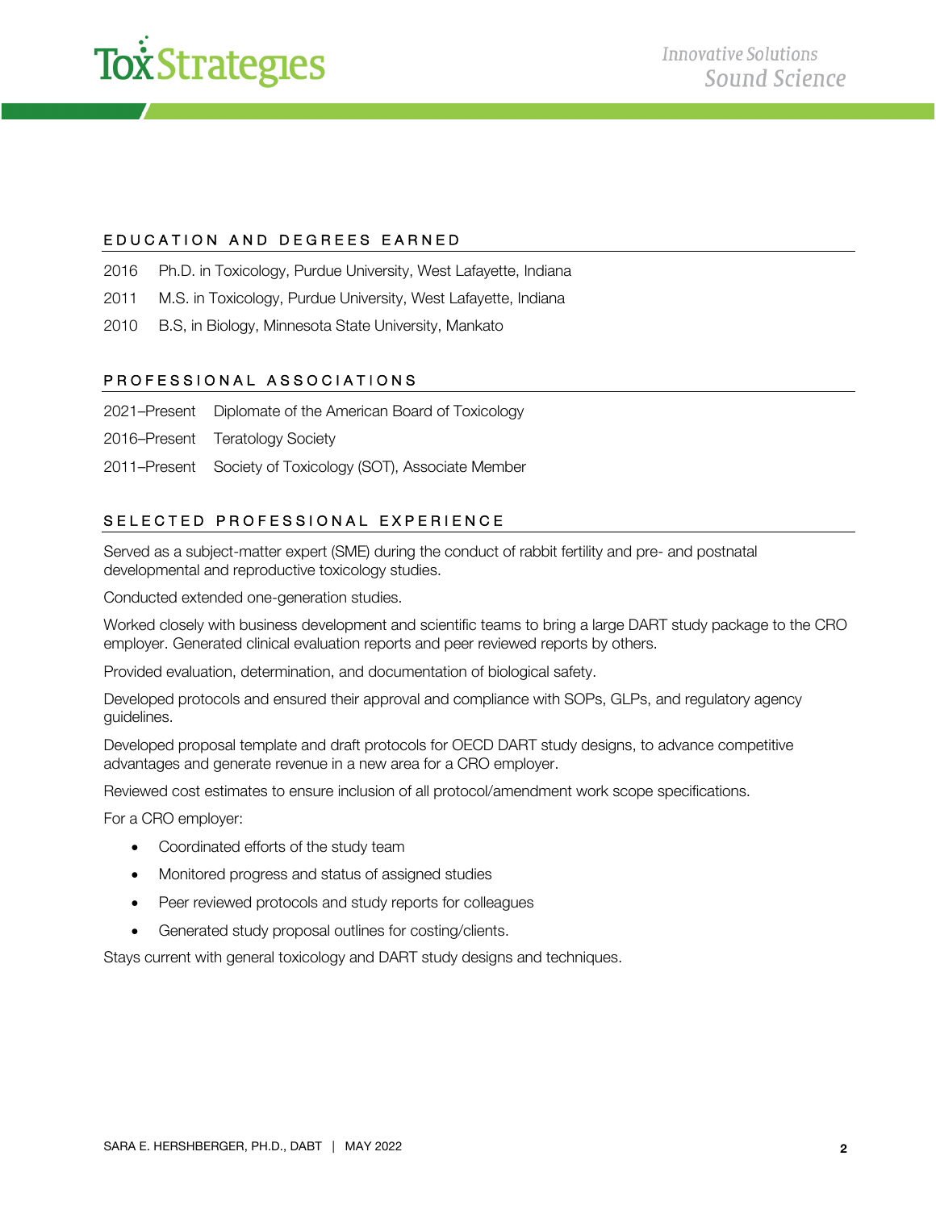## EDUCATION AND DEGREES EARNED

2016 Ph.D. in Toxicology, Purdue University, West Lafayette, Indiana

2011 M.S. in Toxicology, Purdue University, West Lafayette, Indiana

2010 B.S, in Biology, Minnesota State University, Mankato

## PROFESSIONAL ASSOCIATIONS

2021–Present Diplomate of the American Board of Toxicology

2016–Present Teratology Society

2011–Present Society of Toxicology (SOT), Associate Member

## SELECTED PROFESSIONAL EXPERIENCE

Served as a subject-matter expert (SME) during the conduct of rabbit fertility and pre- and postnatal developmental and reproductive toxicology studies.

Conducted extended one-generation studies.

Worked closely with business development and scientific teams to bring a large DART study package to the CRO employer. Generated clinical evaluation reports and peer reviewed reports by others.

Provided evaluation, determination, and documentation of biological safety.

Developed protocols and ensured their approval and compliance with SOPs, GLPs, and regulatory agency guidelines.

Developed proposal template and draft protocols for OECD DART study designs, to advance competitive advantages and generate revenue in a new area for a CRO employer.

Reviewed cost estimates to ensure inclusion of all protocol/amendment work scope specifications.

For a CRO employer:

- Coordinated efforts of the study team
- Monitored progress and status of assigned studies
- Peer reviewed protocols and study reports for colleagues
- Generated study proposal outlines for costing/clients.

Stays current with general toxicology and DART study designs and techniques.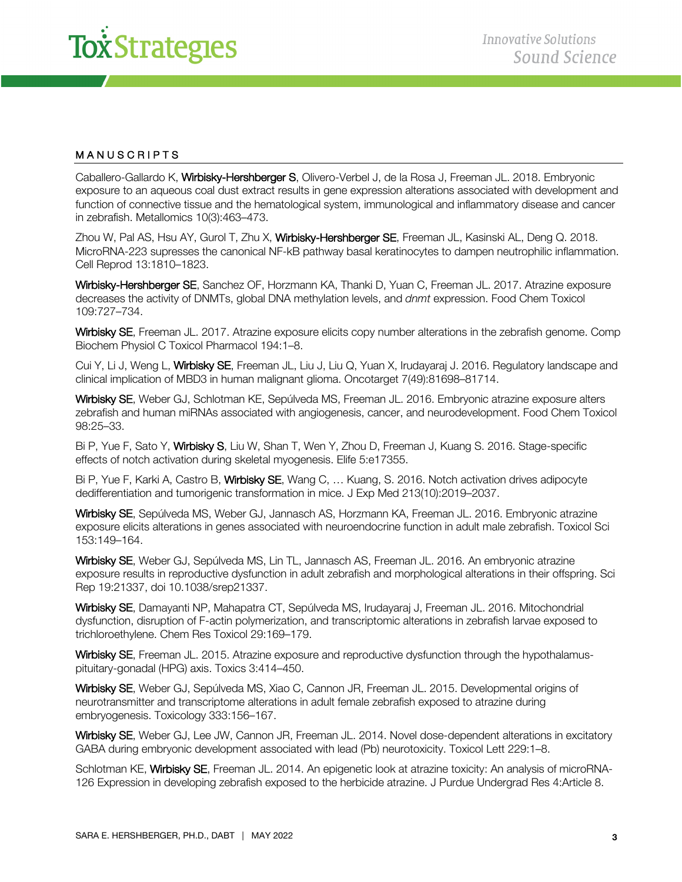## MANUSCRIPTS

Caballero-Gallardo K, **Wirbisky-Hershberger S**, Olivero-Verbel J, de la Rosa J, Freeman JL. 2018. Embryonic exposure to an aqueous coal dust extract results in gene expression alterations associated with development and function of connective tissue and the hematological system, immunological and inflammatory disease and cancer in zebrafish. Metallomics 10(3):463–473.

Zhou W, Pal AS, Hsu AY, Gurol T, Zhu X, **Wirbisky-Hershberger SE**, Freeman JL, Kasinski AL, Deng Q. 2018. MicroRNA-223 supresses the canonical NF-kB pathway basal keratinocytes to dampen neutrophilic inflammation. Cell Reprod 13:1810–1823.

**Wirbisky-Hershberger SE**, Sanchez OF, Horzmann KA, Thanki D, Yuan C, Freeman JL. 2017. Atrazine exposure decreases the activity of DNMTs, global DNA methylation levels, and *dnmt* expression. Food Chem Toxicol 109:727–734.

**Wirbisky SE**, Freeman JL. 2017. Atrazine exposure elicits copy number alterations in the zebrafish genome. Comp Biochem Physiol C Toxicol Pharmacol 194:1–8.

Cui Y, Li J, Weng L, **Wirbisky SE**, Freeman JL, Liu J, Liu Q, Yuan X, Irudayaraj J. 2016. Regulatory landscape and clinical implication of MBD3 in human malignant glioma. Oncotarget 7(49):81698–81714.

**Wirbisky SE**, Weber GJ, Schlotman KE, Sepúlveda MS, Freeman JL. 2016. Embryonic atrazine exposure alters zebrafish and human miRNAs associated with angiogenesis, cancer, and neurodevelopment. Food Chem Toxicol 98:25–33.

Bi P, Yue F, Sato Y, **Wirbisky S**, Liu W, Shan T, Wen Y, Zhou D, Freeman J, Kuang S. 2016. Stage-specific effects of notch activation during skeletal myogenesis. Elife 5:e17355.

Bi P, Yue F, Karki A, Castro B, **Wirbisky SE**, Wang C, … Kuang, S. 2016. Notch activation drives adipocyte dedifferentiation and tumorigenic transformation in mice. J Exp Med 213(10):2019–2037.

**Wirbisky SE**, Sepúlveda MS, Weber GJ, Jannasch AS, Horzmann KA, Freeman JL. 2016. Embryonic atrazine exposure elicits alterations in genes associated with neuroendocrine function in adult male zebrafish. Toxicol Sci 153:149–164.

**Wirbisky SE**, Weber GJ, Sepúlveda MS, Lin TL, Jannasch AS, Freeman JL. 2016. An embryonic atrazine exposure results in reproductive dysfunction in adult zebrafish and morphological alterations in their offspring. Sci Rep 19:21337, doi 10.1038/srep21337.

**Wirbisky SE**, Damayanti NP, Mahapatra CT, Sepúlveda MS, Irudayaraj J, Freeman JL. 2016. Mitochondrial dysfunction, disruption of F-actin polymerization, and transcriptomic alterations in zebrafish larvae exposed to trichloroethylene. Chem Res Toxicol 29:169–179.

**Wirbisky SE**, Freeman JL. 2015. Atrazine exposure and reproductive dysfunction through the hypothalamus-pituitary-gonadal (HPG) axis. Toxics 3:414–450.

**Wirbisky SE**, Weber GJ, Sepúlveda MS, Xiao C, Cannon JR, Freeman JL. 2015. Developmental origins of neurotransmitter and transcriptome alterations in adult female zebrafish exposed to atrazine during embryogenesis. Toxicology 333:156–167.

**Wirbisky SE**, Weber GJ, Lee JW, Cannon JR, Freeman JL. 2014. Novel dose-dependent alterations in excitatory GABA during embryonic development associated with lead (Pb) neurotoxicity. Toxicol Lett 229:1–8.

Schlotman KE, **Wirbisky SE**, Freeman JL. 2014. An epigenetic look at atrazine toxicity: An analysis of microRNA-126 Expression in developing zebrafish exposed to the herbicide atrazine. J Purdue Undergrad Res 4:Article 8.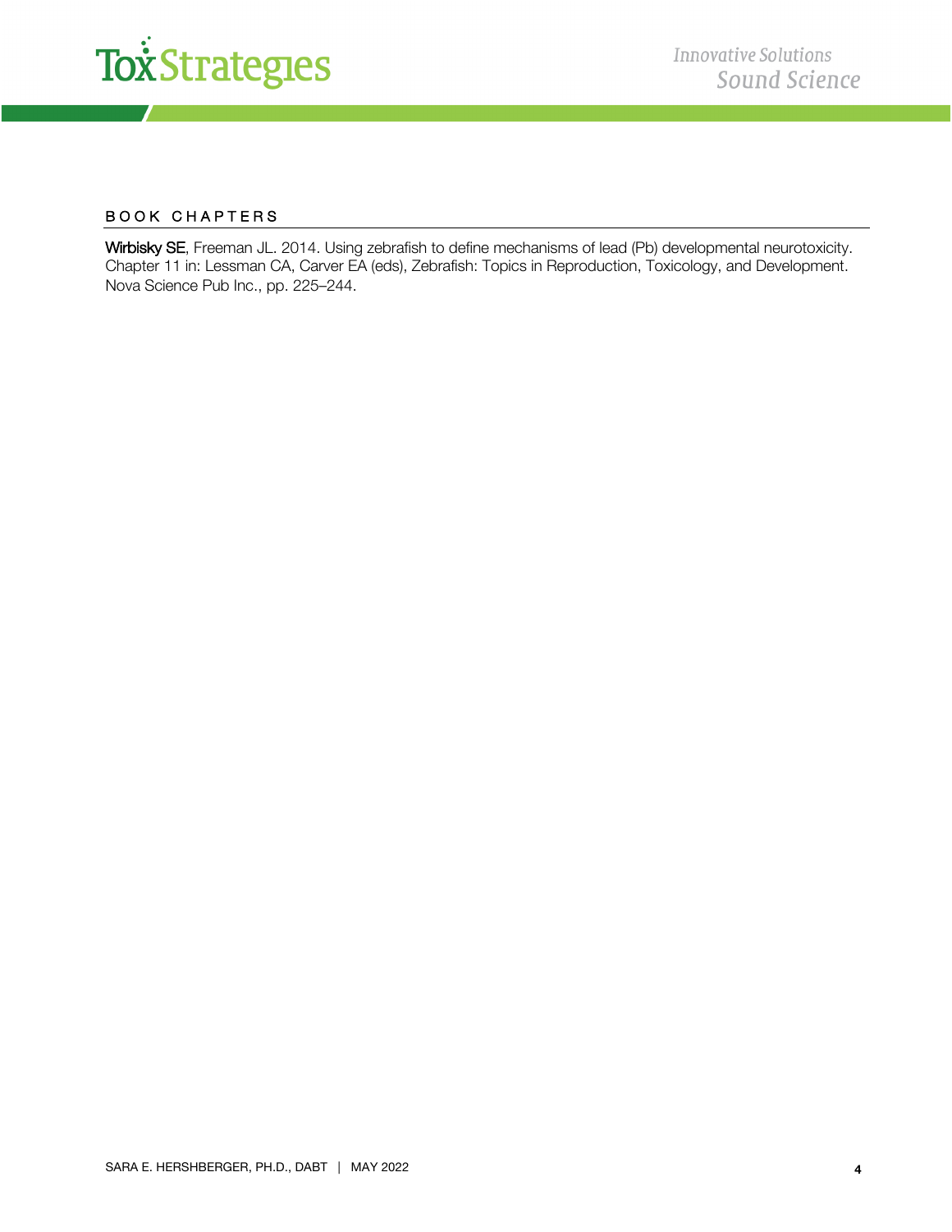## BOOK CHAPTERS

**Wirbisky SE**, Freeman JL. 2014. Using zebrafish to define mechanisms of lead (Pb) developmental neurotoxicity. Chapter 11 in: Lessman CA, Carver EA (eds), Zebrafish: Topics in Reproduction, Toxicology, and Development. Nova Science Pub Inc., pp. 225–244.